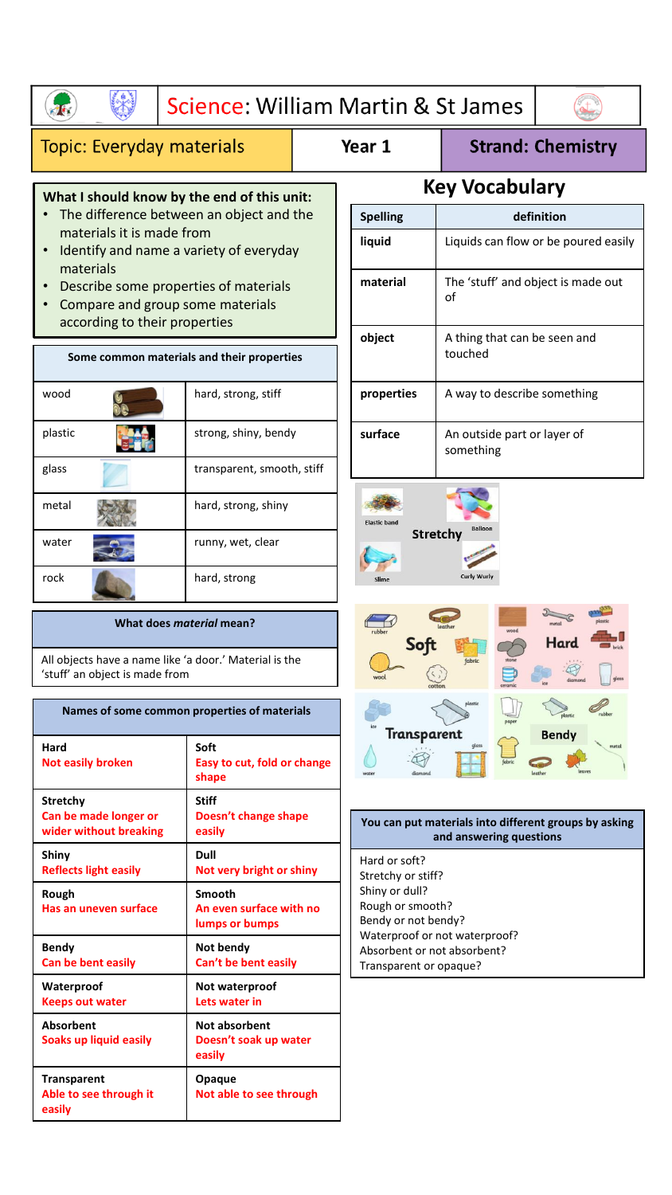# Science: William Martin & St James

**Topic: Everyday materials** | **Year 1** | **Strand: Chemistry**

**What I should know by the end of this unit:**

- The difference between an object and the materials it is made from
- Identify and name a variety of everyday materials
- Describe some properties of materials
- Compare and group some materials according to their properties

| Some common materials and their properties | |
|---|---|
| wood | hard, strong, stiff |
| plastic | strong, shiny, bendy |
| glass | transparent, smooth, stiff |
| metal | hard, strong, shiny |
| water | runny, wet, clear |
| rock | hard, strong |

**What does *material* mean?**

All objects have a name like 'a door.' Material is the 'stuff' an object is made from

| Names of some common properties of materials | |
|---|---|
| **Hard** Not easily broken | **Soft** Easy to cut, fold or change shape |
| **Stretchy** Can be made longer or wider without breaking | **Stiff** Doesn't change shape easily |
| **Shiny** Reflects light easily | **Dull** Not very bright or shiny |
| **Rough** Has an uneven surface | **Smooth** An even surface with no lumps or bumps |
| **Bendy** Can be bent easily | **Not bendy** Can't be bent easily |
| **Waterproof** Keeps out water | **Not waterproof** Lets water in |
| **Absorbent** Soaks up liquid easily | **Not absorbent** Doesn't soak up water easily |
| **Transparent** Able to see through it easily | **Opaque** Not able to see through |

## Key Vocabulary

| Spelling | definition |
|---|---|
| liquid | Liquids can flow or be poured easily |
| material | The 'stuff' and object is made out of |
| object | A thing that can be seen and touched |
| properties | A way to describe something |
| surface | An outside part or layer of something |

**Stretchy:** Elastic band, Balloon, Slime, Curly Wurly

**Soft:** rubber, leather, fabric, wool, cotton

**Hard:** metal, plastic, wood, brick, stone, ceramic, ice, diamond, glass

**Transparent:** ice, plastic, glass, water, diamond

**Bendy:** paper, plastic, rubber, metal, fabric, leather, leaves

**You can put materials into different groups by asking and answering questions**

Hard or soft?
Stretchy or stiff?
Shiny or dull?
Rough or smooth?
Bendy or not bendy?
Waterproof or not waterproof?
Absorbent or not absorbent?
Transparent or opaque?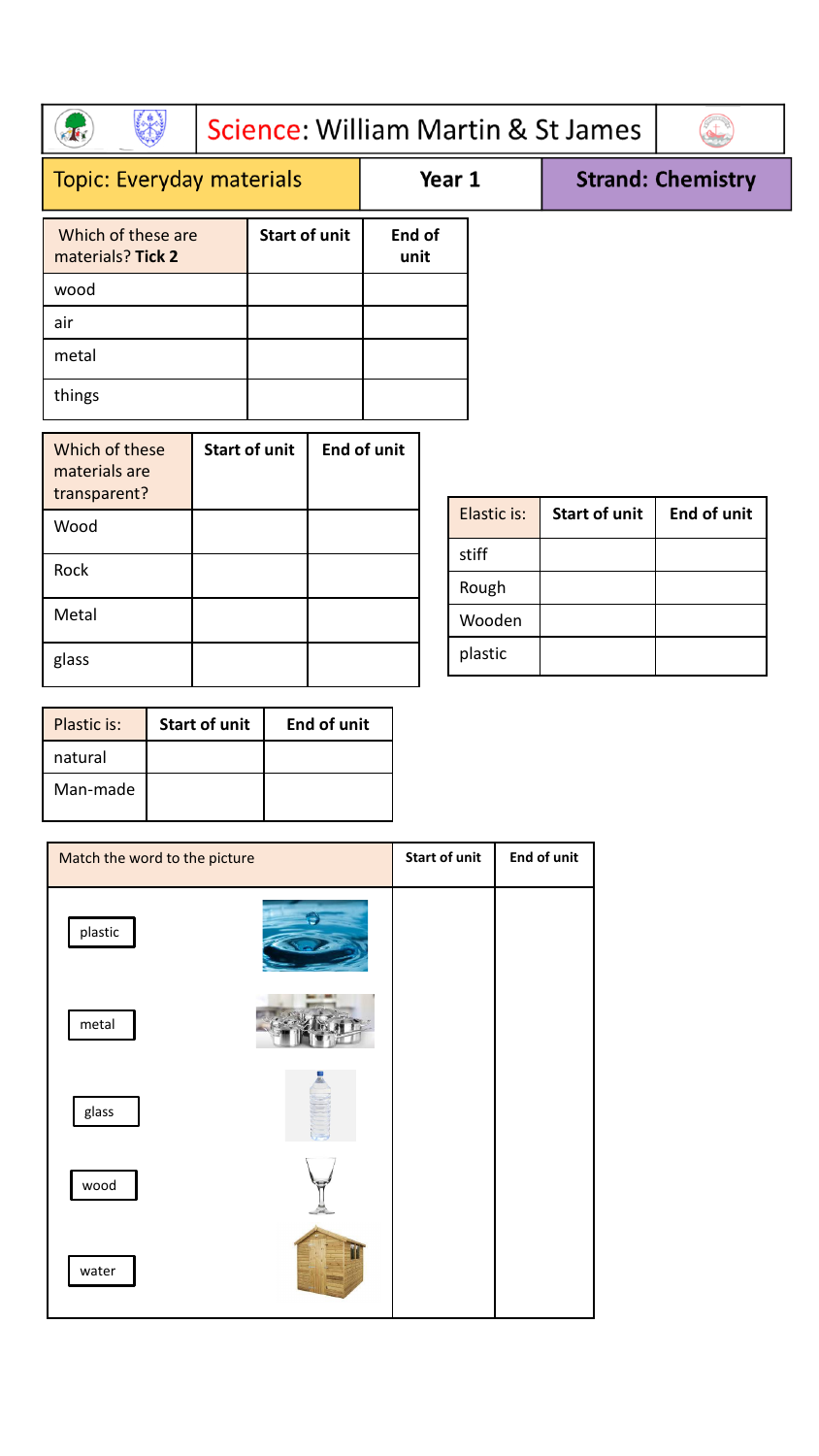# Science: William Martin & St James

| Topic: Everyday materials | Year 1 | Strand: Chemistry |
| --- | --- | --- |

| Which of these are materials? **Tick 2** | Start of unit | End of unit |
| --- | --- | --- |
| wood | | |
| air | | |
| metal | | |
| things | | |

| Which of these materials are transparent? | Start of unit | End of unit |
| --- | --- | --- |
| Wood | | |
| Rock | | |
| Metal | | |
| glass | | |

| Elastic is: | Start of unit | End of unit |
| --- | --- | --- |
| stiff | | |
| Rough | | |
| Wooden | | |
| plastic | | |

| Plastic is: | Start of unit | End of unit |
| --- | --- | --- |
| natural | | |
| Man-made | | |

| Match the word to the picture | | Start of unit | End of unit |
| --- | --- | --- | --- |
| plastic | | | |
| metal | | | |
| glass | | | |
| wood | | | |
| water | | | |